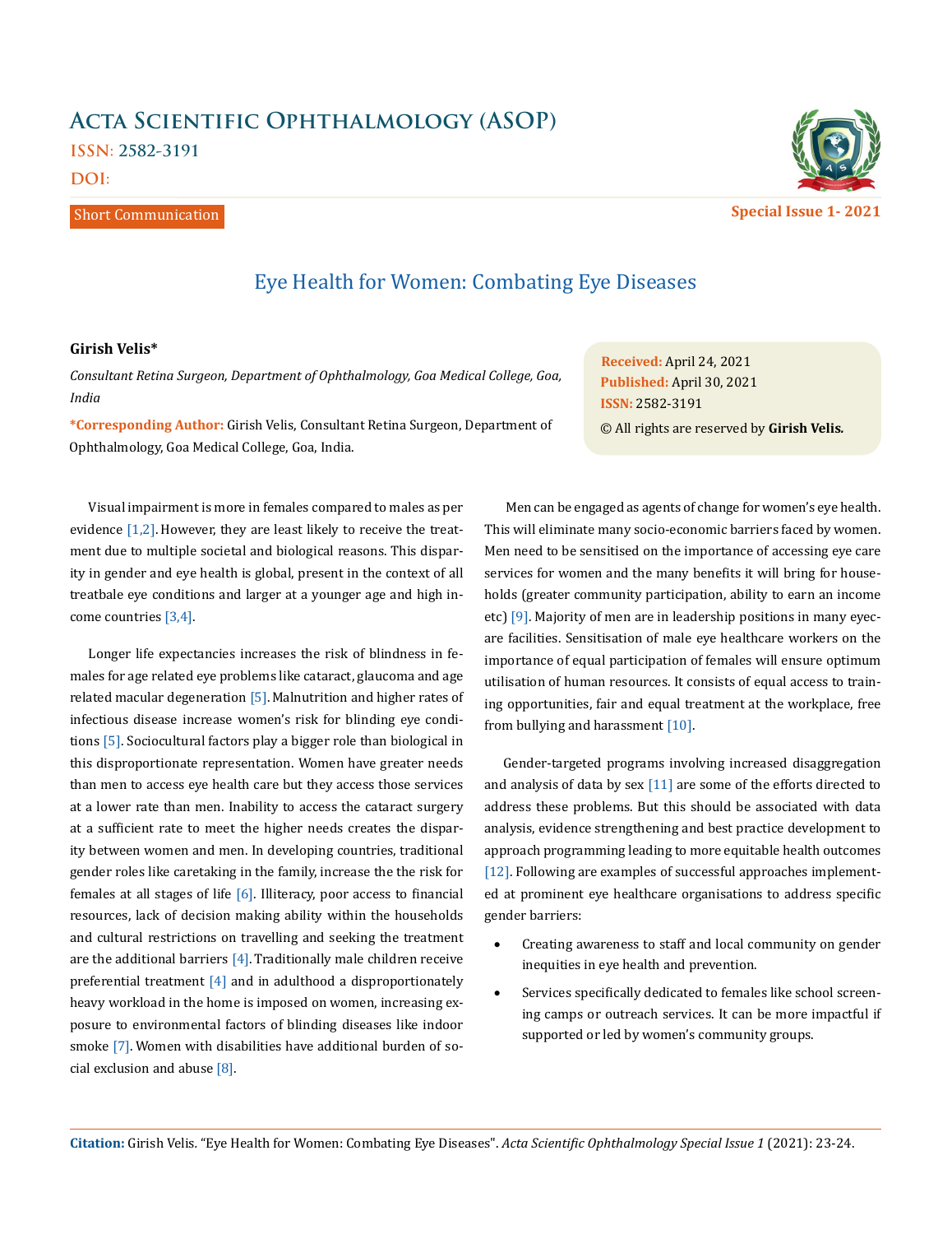# Acta Scientific Ophthalmology (ASOP)

ISSN: 2582-3191

DOI:

Short Communication

Special Issue 1- 2021

## Eye Health for Women: Combating Eye Diseases

**Girish Velis***

*Consultant Retina Surgeon, Department of Ophthalmology, Goa Medical College, Goa, India*

***Corresponding Author:** Girish Velis, Consultant Retina Surgeon, Department of Ophthalmology, Goa Medical College, Goa, India.

**Received:** April 24, 2021
**Published:** April 30, 2021
**ISSN:** 2582-3191
© All rights are reserved by **Girish Velis.**

Visual impairment is more in females compared to males as per evidence [1,2]. However, they are least likely to receive the treatment due to multiple societal and biological reasons. This disparity in gender and eye health is global, present in the context of all treatbale eye conditions and larger at a younger age and high income countries [3,4].

Longer life expectancies increases the risk of blindness in females for age related eye problems like cataract, glaucoma and age related macular degeneration [5]. Malnutrition and higher rates of infectious disease increase women's risk for blinding eye conditions [5]. Sociocultural factors play a bigger role than biological in this disproportionate representation. Women have greater needs than men to access eye health care but they access those services at a lower rate than men. Inability to access the cataract surgery at a sufficient rate to meet the higher needs creates the disparity between women and men. In developing countries, traditional gender roles like caretaking in the family, increase the the risk for females at all stages of life [6]. Illiteracy, poor access to financial resources, lack of decision making ability within the households and cultural restrictions on travelling and seeking the treatment are the additional barriers [4]. Traditionally male children receive preferential treatment [4] and in adulthood a disproportionately heavy workload in the home is imposed on women, increasing exposure to environmental factors of blinding diseases like indoor smoke [7]. Women with disabilities have additional burden of social exclusion and abuse [8].

Men can be engaged as agents of change for women's eye health. This will eliminate many socio-economic barriers faced by women. Men need to be sensitised on the importance of accessing eye care services for women and the many benefits it will bring for households (greater community participation, ability to earn an income etc) [9]. Majority of men are in leadership positions in many eyecare facilities. Sensitisation of male eye healthcare workers on the importance of equal participation of females will ensure optimum utilisation of human resources. It consists of equal access to training opportunities, fair and equal treatment at the workplace, free from bullying and harassment [10].

Gender-targeted programs involving increased disaggregation and analysis of data by sex [11] are some of the efforts directed to address these problems. But this should be associated with data analysis, evidence strengthening and best practice development to approach programming leading to more equitable health outcomes [12]. Following are examples of successful approaches implemented at prominent eye healthcare organisations to address specific gender barriers:

- Creating awareness to staff and local community on gender inequities in eye health and prevention.
- Services specifically dedicated to females like school screening camps or outreach services. It can be more impactful if supported or led by women's community groups.

**Citation:** Girish Velis. "Eye Health for Women: Combating Eye Diseases". *Acta Scientific Ophthalmology Special Issue 1* (2021): 23-24.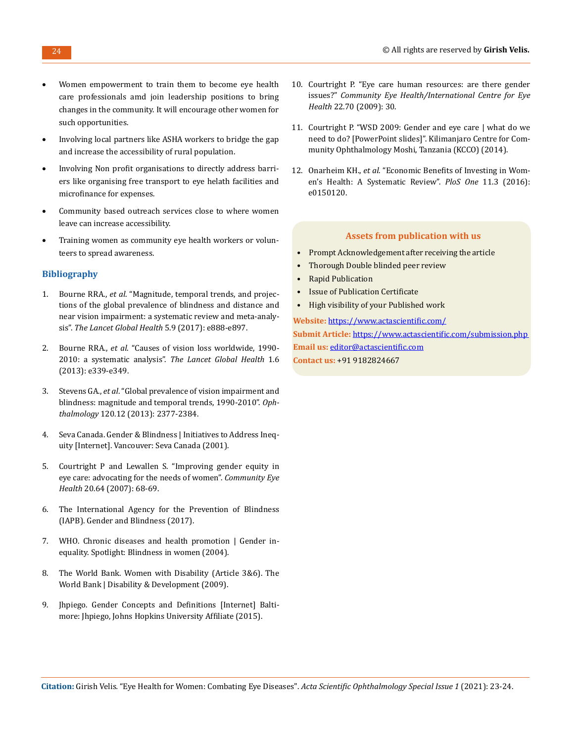- Women empowerment to train them to become eye health care professionals amd join leadership positions to bring changes in the community. It will encourage other women for such opportunities.
- Involving local partners like ASHA workers to bridge the gap and increase the accessibility of rural population.
- Involving Non profit organisations to directly address barriers like organising free transport to eye helath facilities and microfinance for expenses.
- Community based outreach services close to where women leave can increase accessibility.
- Training women as community eye health workers or volunteers to spread awareness.

## Bibliography

1. Bourne RRA., *et al*. "Magnitude, temporal trends, and projections of the global prevalence of blindness and distance and near vision impairment: a systematic review and meta-analysis". *The Lancet Global Health* 5.9 (2017): e888-e897.
2. Bourne RRA., *et al*. "Causes of vision loss worldwide, 1990-2010: a systematic analysis". *The Lancet Global Health* 1.6 (2013): e339-e349.
3. Stevens GA., *et al*. "Global prevalence of vision impairment and blindness: magnitude and temporal trends, 1990-2010". *Ophthalmology* 120.12 (2013): 2377-2384.
4. Seva Canada. Gender & Blindness | Initiatives to Address Inequity [Internet]. Vancouver: Seva Canada (2001).
5. Courtright P and Lewallen S. "Improving gender equity in eye care: advocating for the needs of women". *Community Eye Health* 20.64 (2007): 68-69.
6. The International Agency for the Prevention of Blindness (IAPB). Gender and Blindness (2017).
7. WHO. Chronic diseases and health promotion | Gender inequality. Spotlight: Blindness in women (2004).
8. The World Bank. Women with Disability (Article 3&6). The World Bank | Disability & Development (2009).
9. Jhpiego. Gender Concepts and Definitions [Internet] Baltimore: Jhpiego, Johns Hopkins University Affiliate (2015).
10. Courtright P. "Eye care human resources: are there gender issues?" *Community Eye Health/International Centre for Eye Health* 22.70 (2009): 30.
11. Courtright P. "WSD 2009: Gender and eye care | what do we need to do? [PowerPoint slides]". Kilimanjaro Centre for Community Ophthalmology Moshi, Tanzania (KCCO) (2014).
12. Onarheim KH., *et al*. "Economic Benefits of Investing in Women's Health: A Systematic Review". *PloS One* 11.3 (2016): e0150120.

**Assets from publication with us**

- Prompt Acknowledgement after receiving the article
- Thorough Double blinded peer review
- Rapid Publication
- Issue of Publication Certificate
- High visibility of your Published work

**Website:** https://www.actascientific.com/
**Submit Article:** https://www.actascientific.com/submission.php
**Email us:** editor@actascientific.com
**Contact us:** +91 9182824667

**Citation:** Girish Velis. "Eye Health for Women: Combating Eye Diseases". *Acta Scientific Ophthalmology Special Issue 1* (2021): 23-24.